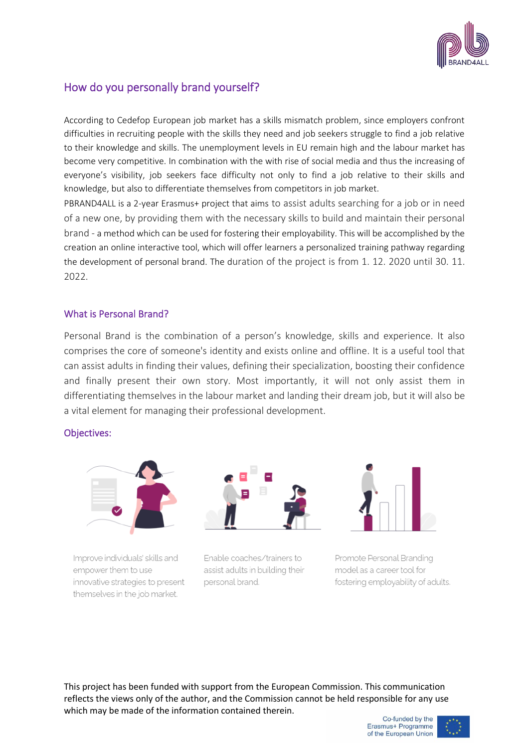## How do you personally brand yourself?

According to Cedefop European job market has a skills mismatch problem, since employers confront difficulties in recruiting people with the skills they need and job seekers struggle to find a job relative to their knowledge and skills. The unemployment levels in EU remain high and the labour market has become very competitive. In combination with the with rise of social media and thus the increasing of everyone's visibility, job seekers face difficulty not only to find a job relative to their skills and knowledge, but also to differentiate themselves from competitors in job market.

PBRAND4ALL is a 2-year Erasmus+ project that aims to assist adults searching for a job or in need of a new one, by providing them with the necessary skills to build and maintain their personal brand - a method which can be used for fostering their employability. This will be accomplished by the creation an online interactive tool, which will offer learners a personalized training pathway regarding the development of personal brand. The duration of the project is from 1. 12. 2020 until 30. 11. 2022.

## What is Personal Brand?

Personal Brand is the combination of a person's knowledge, skills and experience. It also comprises the core of someone's identity and exists online and offline. It is a useful tool that can assist adults in finding their values, defining their specialization, boosting their confidence and finally present their own story. Most importantly, it will not only assist them in differentiating themselves in the labour market and landing their dream job, but it will also be a vital element for managing their professional development.

## Objectives:

Improve individuals' skills and empower them to use innovative strategies to present themselves in the job market.

Enable coaches/trainers to assist adults in building their personal brand.

Promote Personal Branding model as a career tool for fostering employability of adults.

This project has been funded with support from the European Commission. This communication reflects the views only of the author, and the Commission cannot be held responsible for any use which may be made of the information contained therein.

Co-funded by the Erasmus+ Programme of the European Union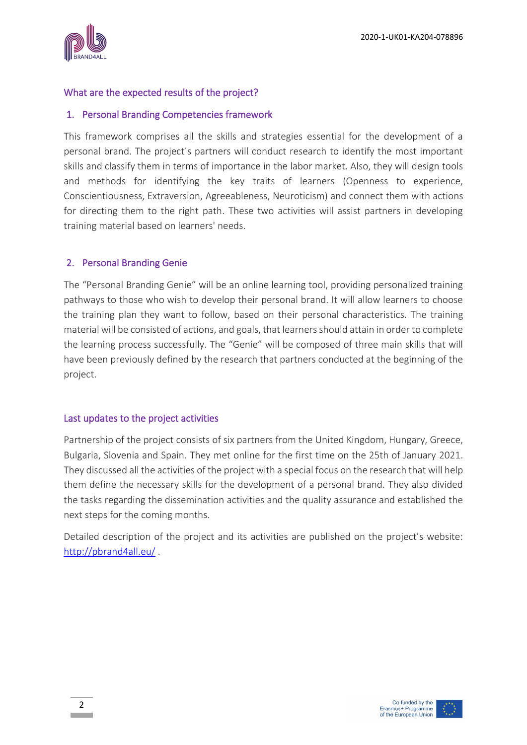## What are the expected results of the project?

### 1. Personal Branding Competencies framework

This framework comprises all the skills and strategies essential for the development of a personal brand. The project´s partners will conduct research to identify the most important skills and classify them in terms of importance in the labor market. Also, they will design tools and methods for identifying the key traits of learners (Openness to experience, Conscientiousness, Extraversion, Agreeableness, Neuroticism) and connect them with actions for directing them to the right path. These two activities will assist partners in developing training material based on learners' needs.

### 2. Personal Branding Genie

The "Personal Branding Genie" will be an online learning tool, providing personalized training pathways to those who wish to develop their personal brand. It will allow learners to choose the training plan they want to follow, based on their personal characteristics. The training material will be consisted of actions, and goals, that learners should attain in order to complete the learning process successfully. The "Genie" will be composed of three main skills that will have been previously defined by the research that partners conducted at the beginning of the project.

## Last updates to the project activities

Partnership of the project consists of six partners from the United Kingdom, Hungary, Greece, Bulgaria, Slovenia and Spain. They met online for the first time on the 25th of January 2021. They discussed all the activities of the project with a special focus on the research that will help them define the necessary skills for the development of a personal brand. They also divided the tasks regarding the dissemination activities and the quality assurance and established the next steps for the coming months.

Detailed description of the project and its activities are published on the project's website: http://pbrand4all.eu/ .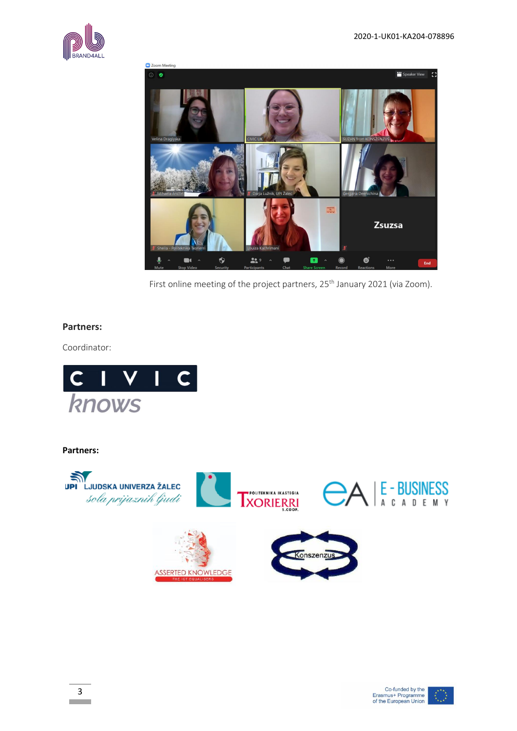First online meeting of the project partners, 25th January 2021 (via Zoom).

**Partners:**

Coordinator:

**Partners:**